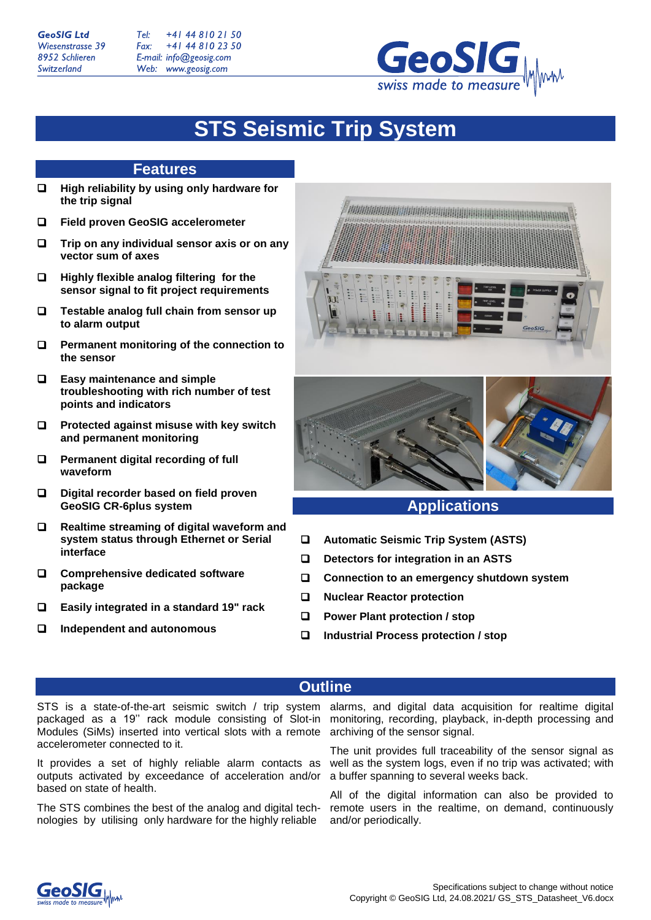GeoSIG Ltd
Wiesenstrasse 39
8952 Schlieren
Switzerland

Tel: +41 44 810 21 50
Fax: +41 44 810 23 50
E-mail: info@geosig.com
Web: www.geosig.com

# STS Seismic Trip System

## Features

- **High reliability by using only hardware for the trip signal**
- **Field proven GeoSIG accelerometer**
- **Trip on any individual sensor axis or on any vector sum of axes**
- **Highly flexible analog filtering for the sensor signal to fit project requirements**
- **Testable analog full chain from sensor up to alarm output**
- **Permanent monitoring of the connection to the sensor**
- **Easy maintenance and simple troubleshooting with rich number of test points and indicators**
- **Protected against misuse with key switch and permanent monitoring**
- **Permanent digital recording of full waveform**
- **Digital recorder based on field proven GeoSIG CR-6plus system**
- **Realtime streaming of digital waveform and system status through Ethernet or Serial interface**
- **Comprehensive dedicated software package**
- **Easily integrated in a standard 19" rack**
- **Independent and autonomous**

## Applications

- **Automatic Seismic Trip System (ASTS)**
- **Detectors for integration in an ASTS**
- **Connection to an emergency shutdown system**
- **Nuclear Reactor protection**
- **Power Plant protection / stop**
- **Industrial Process protection / stop**

## Outline

STS is a state-of-the-art seismic switch / trip system packaged as a 19'' rack module consisting of Slot-in Modules (SiMs) inserted into vertical slots with a remote accelerometer connected to it.

It provides a set of highly reliable alarm contacts as outputs activated by exceedance of acceleration and/or based on state of health.

The STS combines the best of the analog and digital technologies by utilising only hardware for the highly reliable alarms, and digital data acquisition for realtime digital monitoring, recording, playback, in-depth processing and archiving of the sensor signal.

The unit provides full traceability of the sensor signal as well as the system logs, even if no trip was activated; with a buffer spanning to several weeks back.

All of the digital information can also be provided to remote users in the realtime, on demand, continuously and/or periodically.

Specifications subject to change without notice
Copyright © GeoSIG Ltd, 24.08.2021/ GS_STS_Datasheet_V6.docx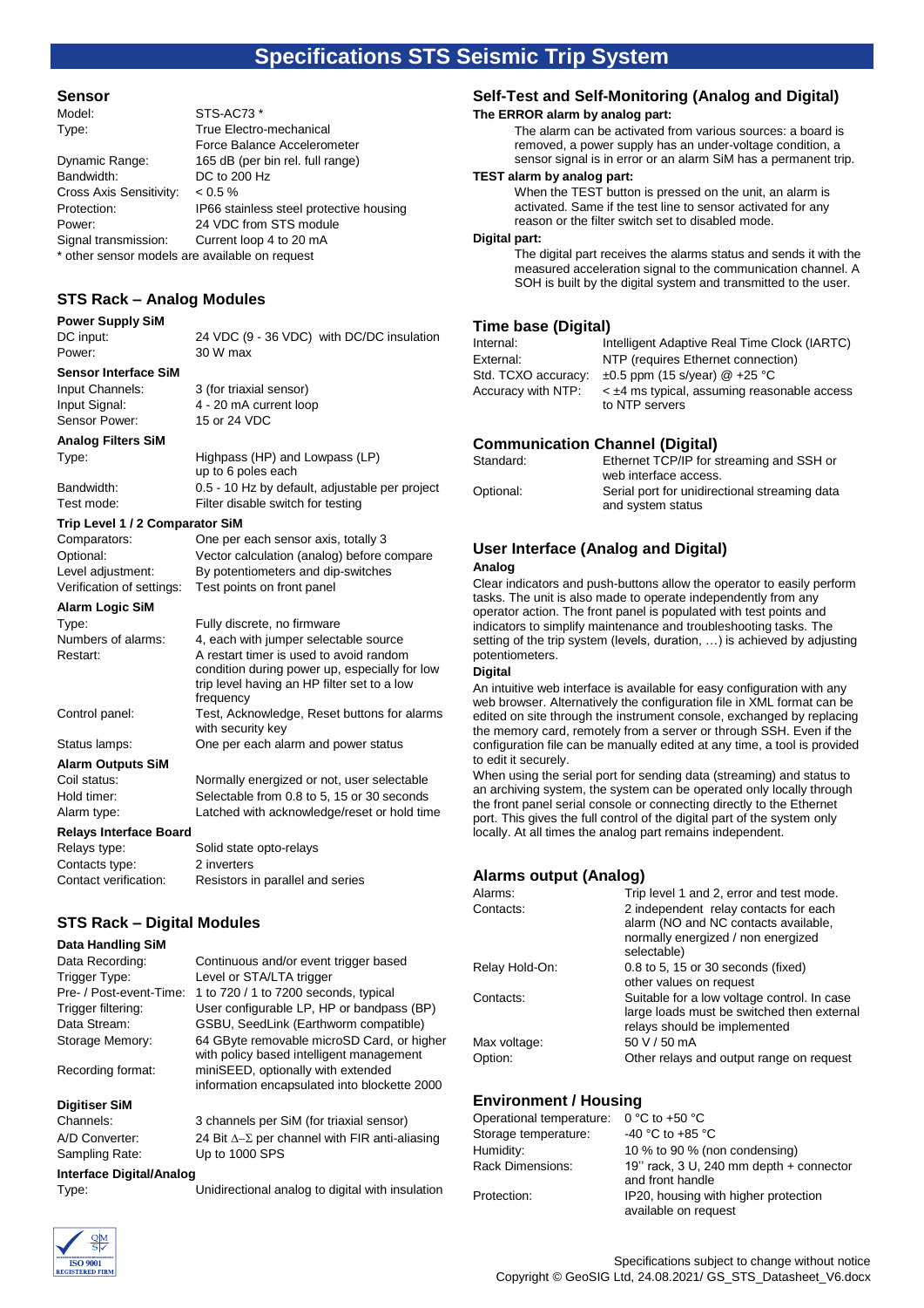# Specifications STS Seismic Trip System

## Sensor

| | |
|---|---|
| Model: | STS-AC73 * |
| Type: | True Electro-mechanical Force Balance Accelerometer |
| Dynamic Range: | 165 dB (per bin rel. full range) |
| Bandwidth: | DC to 200 Hz |
| Cross Axis Sensitivity: | < 0.5 % |
| Protection: | IP66 stainless steel protective housing |
| Power: | 24 VDC from STS module |
| Signal transmission: | Current loop 4 to 20 mA |

* other sensor models are available on request

## STS Rack – Analog Modules

### Power Supply SiM

| | |
|---|---|
| DC input: | 24 VDC (9 - 36 VDC) with DC/DC insulation |
| Power: | 30 W max |

### Sensor Interface SiM

| | |
|---|---|
| Input Channels: | 3 (for triaxial sensor) |
| Input Signal: | 4 - 20 mA current loop |
| Sensor Power: | 15 or 24 VDC |

### Analog Filters SiM

| | |
|---|---|
| Type: | Highpass (HP) and Lowpass (LP) up to 6 poles each |
| Bandwidth: | 0.5 - 10 Hz by default, adjustable per project |
| Test mode: | Filter disable switch for testing |

### Trip Level 1 / 2 Comparator SiM

| | |
|---|---|
| Comparators: | One per each sensor axis, totally 3 |
| Optional: | Vector calculation (analog) before compare |
| Level adjustment: | By potentiometers and dip-switches |
| Verification of settings: | Test points on front panel |

### Alarm Logic SiM

| | |
|---|---|
| Type: | Fully discrete, no firmware |
| Numbers of alarms: | 4, each with jumper selectable source |
| Restart: | A restart timer is used to avoid random condition during power up, especially for low trip level having an HP filter set to a low frequency |
| Control panel: | Test, Acknowledge, Reset buttons for alarms with security key |
| Status lamps: | One per each alarm and power status |

### Alarm Outputs SiM

| | |
|---|---|
| Coil status: | Normally energized or not, user selectable |
| Hold timer: | Selectable from 0.8 to 5, 15 or 30 seconds |
| Alarm type: | Latched with acknowledge/reset or hold time |

### Relays Interface Board

| | |
|---|---|
| Relays type: | Solid state opto-relays |
| Contacts type: | 2 inverters |
| Contact verification: | Resistors in parallel and series |

## STS Rack – Digital Modules

### Data Handling SiM

| | |
|---|---|
| Data Recording: | Continuous and/or event trigger based |
| Trigger Type: | Level or STA/LTA trigger |
| Pre- / Post-event-Time: | 1 to 720 / 1 to 7200 seconds, typical |
| Trigger filtering: | User configurable LP, HP or bandpass (BP) |
| Data Stream: | GSBU, SeedLink (Earthworm compatible) |
| Storage Memory: | 64 GByte removable microSD Card, or higher with policy based intelligent management |
| Recording format: | miniSEED, optionally with extended information encapsulated into blockette 2000 |

### Digitiser SiM

| | |
|---|---|
| Channels: | 3 channels per SiM (for triaxial sensor) |
| A/D Converter: | 24 Bit $\Delta$–$\Sigma$ per channel with FIR anti-aliasing |
| Sampling Rate: | Up to 1000 SPS |

### Interface Digital/Analog

| | |
|---|---|
| Type: | Unidirectional analog to digital with insulation |

## Self-Test and Self-Monitoring (Analog and Digital)

**The ERROR alarm by analog part:**

The alarm can be activated from various sources: a board is removed, a power supply has an under-voltage condition, a sensor signal is in error or an alarm SiM has a permanent trip.

**TEST alarm by analog part:**

When the TEST button is pressed on the unit, an alarm is activated. Same if the test line to sensor activated for any reason or the filter switch set to disabled mode.

**Digital part:**

The digital part receives the alarms status and sends it with the measured acceleration signal to the communication channel. A SOH is built by the digital system and transmitted to the user.

## Time base (Digital)

| | |
|---|---|
| Internal: | Intelligent Adaptive Real Time Clock (IARTC) |
| External: | NTP (requires Ethernet connection) |
| Std. TCXO accuracy: | ±0.5 ppm (15 s/year) @ +25 °C |
| Accuracy with NTP: | < ±4 ms typical, assuming reasonable access to NTP servers |

## Communication Channel (Digital)

| | |
|---|---|
| Standard: | Ethernet TCP/IP for streaming and SSH or web interface access. |
| Optional: | Serial port for unidirectional streaming data and system status |

## User Interface (Analog and Digital)

**Analog**

Clear indicators and push-buttons allow the operator to easily perform tasks. The unit is also made to operate independently from any operator action. The front panel is populated with test points and indicators to simplify maintenance and troubleshooting tasks. The setting of the trip system (levels, duration, …) is achieved by adjusting potentiometers.

**Digital**

An intuitive web interface is available for easy configuration with any web browser. Alternatively the configuration file in XML format can be edited on site through the instrument console, exchanged by replacing the memory card, remotely from a server or through SSH. Even if the configuration file can be manually edited at any time, a tool is provided to edit it securely.

When using the serial port for sending data (streaming) and status to an archiving system, the system can be operated only locally through the front panel serial console or connecting directly to the Ethernet port. This gives the full control of the digital part of the system only locally. At all times the analog part remains independent.

## Alarms output (Analog)

| | |
|---|---|
| Alarms: | Trip level 1 and 2, error and test mode. |
| Contacts: | 2 independent relay contacts for each alarm (NO and NC contacts available, normally energized / non energized selectable) |
| Relay Hold-On: | 0.8 to 5, 15 or 30 seconds (fixed) other values on request |
| Contacts: | Suitable for a low voltage control. In case large loads must be switched then external relays should be implemented |
| Max voltage: | 50 V / 50 mA |
| Option: | Other relays and output range on request |

## Environment / Housing

| | |
|---|---|
| Operational temperature: | 0 °C to +50 °C |
| Storage temperature: | -40 °C to +85 °C |
| Humidity: | 10 % to 90 % (non condensing) |
| Rack Dimensions: | 19'' rack, 3 U, 240 mm depth + connector and front handle |
| Protection: | IP20, housing with higher protection available on request |

Specifications subject to change without notice
Copyright © GeoSIG Ltd, 24.08.2021/ GS_STS_Datasheet_V6.docx